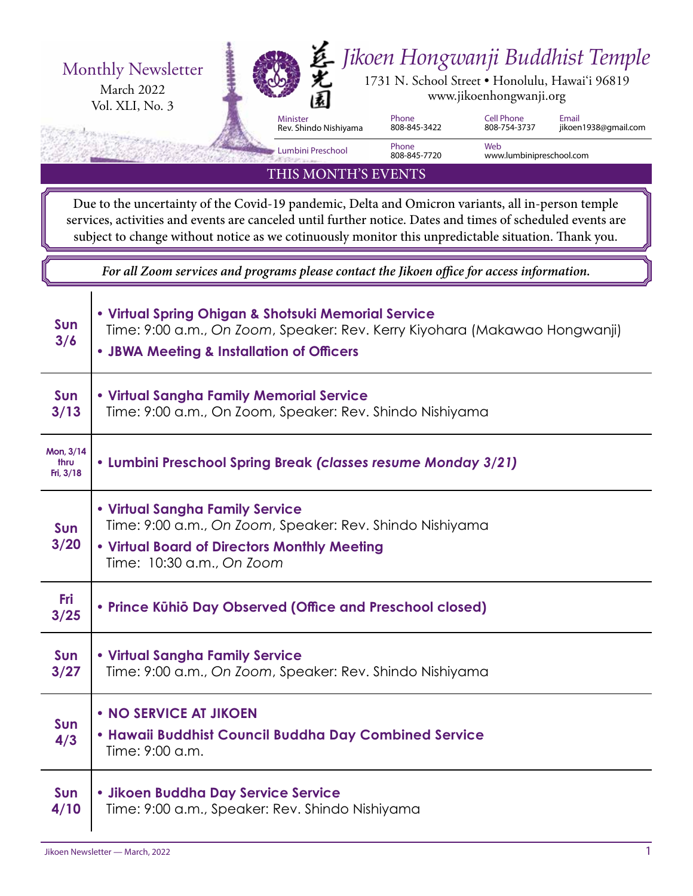Monthly Newsletter
March 2022
Vol. XLI, No. 3

# 慈光園 Jikoen Hongwanji Buddhist Temple

1731 N. School Street • Honolulu, Hawai'i 96819
www.jikoenhongwanji.org

| | Phone | Cell Phone | Email |
|---|---|---|---|
| Minister Rev. Shindo Nishiyama | 808-845-3422 | 808-754-3737 | jikoen1938@gmail.com |
| Lumbini Preschool | 808-845-7720 | Web: www.lumbinipreschool.com | |

## THIS MONTH'S EVENTS

Due to the uncertainty of the Covid-19 pandemic, Delta and Omicron variants, all in-person temple services, activities and events are canceled until further notice. Dates and times of scheduled events are subject to change without notice as we cotinuously monitor this unpredictable situation. Thank you.

*For all Zoom services and programs please contact the Jikoen office for access information.*

| Date | Event |
|---|---|
| **Sun 3/6** | • **Virtual Spring Ohigan & Shotsuki Memorial Service** Time: 9:00 a.m., *On Zoom*, Speaker: Rev. Kerry Kiyohara (Makawao Hongwanji) • **JBWA Meeting & Installation of Officers** |
| **Sun 3/13** | • **Virtual Sangha Family Memorial Service** Time: 9:00 a.m., On Zoom, Speaker: Rev. Shindo Nishiyama |
| **Mon, 3/14 thru Fri, 3/18** | • **Lumbini Preschool Spring Break *(classes resume Monday 3/21)*** |
| **Sun 3/20** | • **Virtual Sangha Family Service** Time: 9:00 a.m., *On Zoom*, Speaker: Rev. Shindo Nishiyama • **Virtual Board of Directors Monthly Meeting** Time: 10:30 a.m., *On Zoom* |
| **Fri 3/25** | • **Prince Kūhiō Day Observed (Office and Preschool closed)** |
| **Sun 3/27** | • **Virtual Sangha Family Service** Time: 9:00 a.m., *On Zoom*, Speaker: Rev. Shindo Nishiyama |
| **Sun 4/3** | • **NO SERVICE AT JIKOEN** • **Hawaii Buddhist Council Buddha Day Combined Service** Time: 9:00 a.m. |
| **Sun 4/10** | • **Jikoen Buddha Day Service Service** Time: 9:00 a.m., Speaker: Rev. Shindo Nishiyama |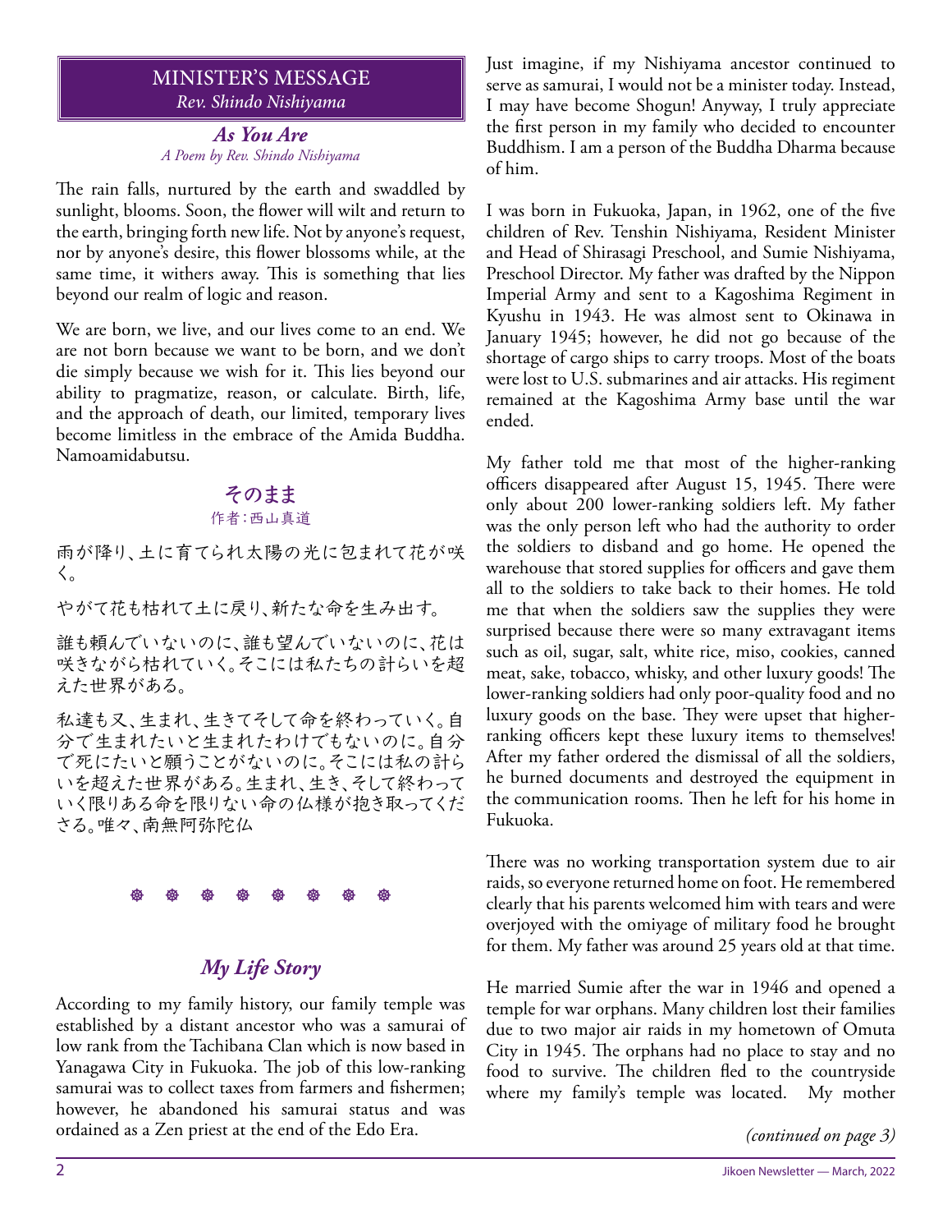## MINISTER'S MESSAGE
*Rev. Shindo Nishiyama*

### *As You Are*
*A Poem by Rev. Shindo Nishiyama*

The rain falls, nurtured by the earth and swaddled by sunlight, blooms. Soon, the flower will wilt and return to the earth, bringing forth new life. Not by anyone's request, nor by anyone's desire, this flower blossoms while, at the same time, it withers away. This is something that lies beyond our realm of logic and reason.

We are born, we live, and our lives come to an end. We are not born because we want to be born, and we don't die simply because we wish for it. This lies beyond our ability to pragmatize, reason, or calculate. Birth, life, and the approach of death, our limited, temporary lives become limitless in the embrace of the Amida Buddha. Namoamidabutsu.

### そのまま
作者：西山真道

雨が降り、土に育てられ太陽の光に包まれて花が咲く。

やがて花も枯れて土に戻り、新たな命を生み出す。

誰も頼んでいないのに、誰も望んでいないのに、花は咲きながら枯れていく。そこには私たちの計らいを超えた世界がある。

私達も又、生まれ、生きてそして命を終わっていく。自分で生まれたいと生まれたわけでもないのに。自分で死にたいと願うことがないのに。そこには私の計らいを超えた世界がある。生まれ、生き、そして終わっていく限りある命を限りない命の仏様が抱き取ってくださる。唯々、南無阿弥陀仏

☸ ☸ ☸ ☸ ☸ ☸ ☸ ☸

### *My Life Story*

According to my family history, our family temple was established by a distant ancestor who was a samurai of low rank from the Tachibana Clan which is now based in Yanagawa City in Fukuoka. The job of this low-ranking samurai was to collect taxes from farmers and fishermen; however, he abandoned his samurai status and was ordained as a Zen priest at the end of the Edo Era.

Just imagine, if my Nishiyama ancestor continued to serve as samurai, I would not be a minister today. Instead, I may have become Shogun! Anyway, I truly appreciate the first person in my family who decided to encounter Buddhism. I am a person of the Buddha Dharma because of him.

I was born in Fukuoka, Japan, in 1962, one of the five children of Rev. Tenshin Nishiyama, Resident Minister and Head of Shirasagi Preschool, and Sumie Nishiyama, Preschool Director. My father was drafted by the Nippon Imperial Army and sent to a Kagoshima Regiment in Kyushu in 1943. He was almost sent to Okinawa in January 1945; however, he did not go because of the shortage of cargo ships to carry troops. Most of the boats were lost to U.S. submarines and air attacks. His regiment remained at the Kagoshima Army base until the war ended.

My father told me that most of the higher-ranking officers disappeared after August 15, 1945. There were only about 200 lower-ranking soldiers left. My father was the only person left who had the authority to order the soldiers to disband and go home. He opened the warehouse that stored supplies for officers and gave them all to the soldiers to take back to their homes. He told me that when the soldiers saw the supplies they were surprised because there were so many extravagant items such as oil, sugar, salt, white rice, miso, cookies, canned meat, sake, tobacco, whisky, and other luxury goods! The lower-ranking soldiers had only poor-quality food and no luxury goods on the base. They were upset that higher-ranking officers kept these luxury items to themselves! After my father ordered the dismissal of all the soldiers, he burned documents and destroyed the equipment in the communication rooms. Then he left for his home in Fukuoka.

There was no working transportation system due to air raids, so everyone returned home on foot. He remembered clearly that his parents welcomed him with tears and were overjoyed with the omiyage of military food he brought for them. My father was around 25 years old at that time.

He married Sumie after the war in 1946 and opened a temple for war orphans. Many children lost their families due to two major air raids in my hometown of Omuta City in 1945. The orphans had no place to stay and no food to survive. The children fled to the countryside where my family's temple was located. My mother

*(continued on page 3)*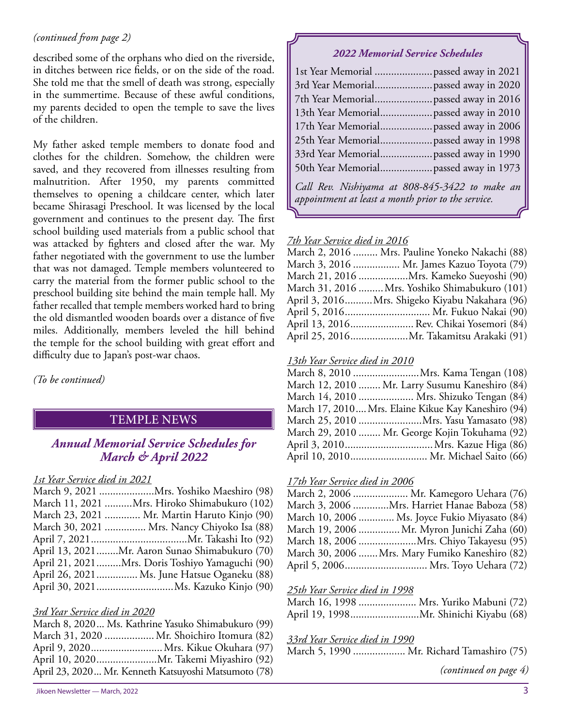*(continued from page 2)*

described some of the orphans who died on the riverside, in ditches between rice fields, or on the side of the road. She told me that the smell of death was strong, especially in the summertime. Because of these awful conditions, my parents decided to open the temple to save the lives of the children.

My father asked temple members to donate food and clothes for the children. Somehow, the children were saved, and they recovered from illnesses resulting from malnutrition. After 1950, my parents committed themselves to opening a childcare center, which later became Shirasagi Preschool. It was licensed by the local government and continues to the present day. The first school building used materials from a public school that was attacked by fighters and closed after the war. My father negotiated with the government to use the lumber that was not damaged. Temple members volunteered to carry the material from the former public school to the preschool building site behind the main temple hall. My father recalled that temple members worked hard to bring the old dismantled wooden boards over a distance of five miles. Additionally, members leveled the hill behind the temple for the school building with great effort and difficulty due to Japan's post-war chaos.

*(To be continued)*

## TEMPLE NEWS

### *Annual Memorial Service Schedules for March & April 2022*

*1st Year Service died in 2021*

March 9, 2021 ....................Mrs. Yoshiko Maeshiro (98)
March 11, 2021 ..........Mrs. Hiroko Shimabukuro (102)
March 23, 2021 ............. Mr. Martin Haruto Kinjo (90)
March 30, 2021 ............... Mrs. Nancy Chiyoko Isa (88)
April 7, 2021...................................Mr. Takashi Ito (92)
April 13, 2021........Mr. Aaron Sunao Shimabukuro (70)
April 21, 2021.........Mrs. Doris Toshiyo Yamaguchi (90)
April 26, 2021............... Ms. June Hatsue Oganeku (88)
April 30, 2021............................Ms. Kazuko Kinjo (90)

*3rd Year Service died in 2020*

March 8, 2020... Ms. Kathrine Yasuko Shimabukuro (99)
March 31, 2020 .................. Mr. Shoichiro Itomura (82)
April 9, 2020.......................... Mrs. Kikue Okuhara (97)
April 10, 2020......................Mr. Takemi Miyashiro (92)
April 23, 2020... Mr. Kenneth Katsuyoshi Matsumoto (78)

### *2022 Memorial Service Schedules*

1st Year Memorial .....................passed away in 2021
3rd Year Memorial.....................passed away in 2020
7th Year Memorial.....................passed away in 2016
13th Year Memorial...................passed away in 2010
17th Year Memorial...................passed away in 2006
25th Year Memorial...................passed away in 1998
33rd Year Memorial...................passed away in 1990
50th Year Memorial...................passed away in 1973

*Call Rev. Nishiyama at 808-845-3422 to make an appointment at least a month prior to the service.*

*7th Year Service died in 2016*

March 2, 2016 ......... Mrs. Pauline Yoneko Nakachi (88)
March 3, 2016 ................. Mr. James Kazuo Toyota (79)
March 21, 2016 ..................Mrs. Kameko Sueyoshi (90)
March 31, 2016 .........Mrs. Yoshiko Shimabukuro (101)
April 3, 2016..........Mrs. Shigeko Kiyabu Nakahara (96)
April 5, 2016............................... Mr. Fukuo Nakai (90)
April 13, 2016....................... Rev. Chikai Yosemori (84)
April 25, 2016.....................Mr. Takamitsu Arakaki (91)

*13th Year Service died in 2010*

March 8, 2010 ........................Mrs. Kama Tengan (108)
March 12, 2010 ........ Mr. Larry Susumu Kaneshiro (84)
March 14, 2010 .................... Mrs. Shizuko Tengan (84)
March 17, 2010.... Mrs. Elaine Kikue Kay Kaneshiro (94)
March 25, 2010 .......................Mrs. Yasu Yamasato (98)
March 29, 2010 ........ Mr. George Kojin Tokuhama (92)
April 3, 2010................................Mrs. Kazue Higa (86)
April 10, 2010............................ Mr. Michael Saito (66)

*17th Year Service died in 2006*

March 2, 2006 .................... Mr. Kamegoro Uehara (76)
March 3, 2006 .............Mrs. Harriet Hanae Baboza (58)
March 10, 2006 ............. Ms. Joyce Fukio Miyasato (84)
March 19, 2006 ...............Mr. Myron Junichi Zaha (60)
March 18, 2006 .....................Mrs. Chiyo Takayesu (95)
March 30, 2006 .......Mrs. Mary Fumiko Kaneshiro (82)
April 5, 2006.............................. Mrs. Toyo Uehara (72)

*25th Year Service died in 1998*

March 16, 1998 ..................... Mrs. Yuriko Mabuni (72)
April 19, 1998.........................Mr. Shinichi Kiyabu (68)

*33rd Year Service died in 1990*

March 5, 1990 ................... Mr. Richard Tamashiro (75)

*(continued on page 4)*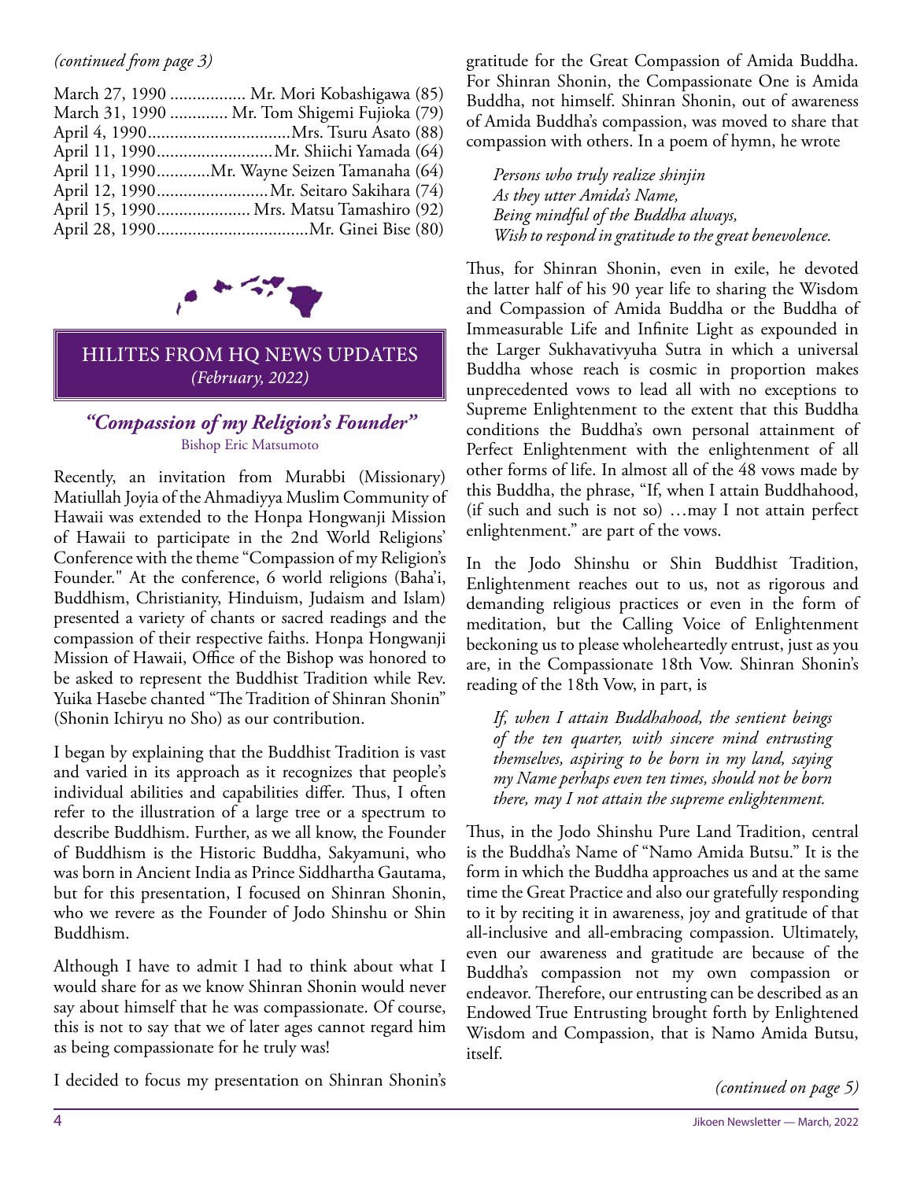*(continued from page 3)*

March 27, 1990 ................. Mr. Mori Kobashigawa (85)
March 31, 1990 ............. Mr. Tom Shigemi Fujioka (79)
April 4, 1990................................Mrs. Tsuru Asato (88)
April 11, 1990..........................Mr. Shiichi Yamada (64)
April 11, 1990............Mr. Wayne Seizen Tamanaha (64)
April 12, 1990.........................Mr. Seitaro Sakihara (74)
April 15, 1990..................... Mrs. Matsu Tamashiro (92)
April 28, 1990..................................Mr. Ginei Bise (80)

## HILITES FROM HQ NEWS UPDATES
*(February, 2022)*

### *"Compassion of my Religion's Founder"*
Bishop Eric Matsumoto

Recently, an invitation from Murabbi (Missionary) Matiullah Joyia of the Ahmadiyya Muslim Community of Hawaii was extended to the Honpa Hongwanji Mission of Hawaii to participate in the 2nd World Religions' Conference with the theme "Compassion of my Religion's Founder." At the conference, 6 world religions (Baha'i, Buddhism, Christianity, Hinduism, Judaism and Islam) presented a variety of chants or sacred readings and the compassion of their respective faiths. Honpa Hongwanji Mission of Hawaii, Office of the Bishop was honored to be asked to represent the Buddhist Tradition while Rev. Yuika Hasebe chanted "The Tradition of Shinran Shonin" (Shonin Ichiryu no Sho) as our contribution.

I began by explaining that the Buddhist Tradition is vast and varied in its approach as it recognizes that people's individual abilities and capabilities differ. Thus, I often refer to the illustration of a large tree or a spectrum to describe Buddhism. Further, as we all know, the Founder of Buddhism is the Historic Buddha, Sakyamuni, who was born in Ancient India as Prince Siddhartha Gautama, but for this presentation, I focused on Shinran Shonin, who we revere as the Founder of Jodo Shinshu or Shin Buddhism.

Although I have to admit I had to think about what I would share for as we know Shinran Shonin would never say about himself that he was compassionate. Of course, this is not to say that we of later ages cannot regard him as being compassionate for he truly was!

I decided to focus my presentation on Shinran Shonin's gratitude for the Great Compassion of Amida Buddha. For Shinran Shonin, the Compassionate One is Amida Buddha, not himself. Shinran Shonin, out of awareness of Amida Buddha's compassion, was moved to share that compassion with others. In a poem of hymn, he wrote

> *Persons who truly realize shinjin*
> *As they utter Amida's Name,*
> *Being mindful of the Buddha always,*
> *Wish to respond in gratitude to the great benevolence.*

Thus, for Shinran Shonin, even in exile, he devoted the latter half of his 90 year life to sharing the Wisdom and Compassion of Amida Buddha or the Buddha of Immeasurable Life and Infinite Light as expounded in the Larger Sukhavativyuha Sutra in which a universal Buddha whose reach is cosmic in proportion makes unprecedented vows to lead all with no exceptions to Supreme Enlightenment to the extent that this Buddha conditions the Buddha's own personal attainment of Perfect Enlightenment with the enlightenment of all other forms of life. In almost all of the 48 vows made by this Buddha, the phrase, "If, when I attain Buddhahood, (if such and such is not so) …may I not attain perfect enlightenment." are part of the vows.

In the Jodo Shinshu or Shin Buddhist Tradition, Enlightenment reaches out to us, not as rigorous and demanding religious practices or even in the form of meditation, but the Calling Voice of Enlightenment beckoning us to please wholeheartedly entrust, just as you are, in the Compassionate 18th Vow. Shinran Shonin's reading of the 18th Vow, in part, is

> *If, when I attain Buddhahood, the sentient beings of the ten quarter, with sincere mind entrusting themselves, aspiring to be born in my land, saying my Name perhaps even ten times, should not be born there, may I not attain the supreme enlightenment.*

Thus, in the Jodo Shinshu Pure Land Tradition, central is the Buddha's Name of "Namo Amida Butsu." It is the form in which the Buddha approaches us and at the same time the Great Practice and also our gratefully responding to it by reciting it in awareness, joy and gratitude of that all-inclusive and all-embracing compassion. Ultimately, even our awareness and gratitude are because of the Buddha's compassion not my own compassion or endeavor. Therefore, our entrusting can be described as an Endowed True Entrusting brought forth by Enlightened Wisdom and Compassion, that is Namo Amida Butsu, itself.

*(continued on page 5)*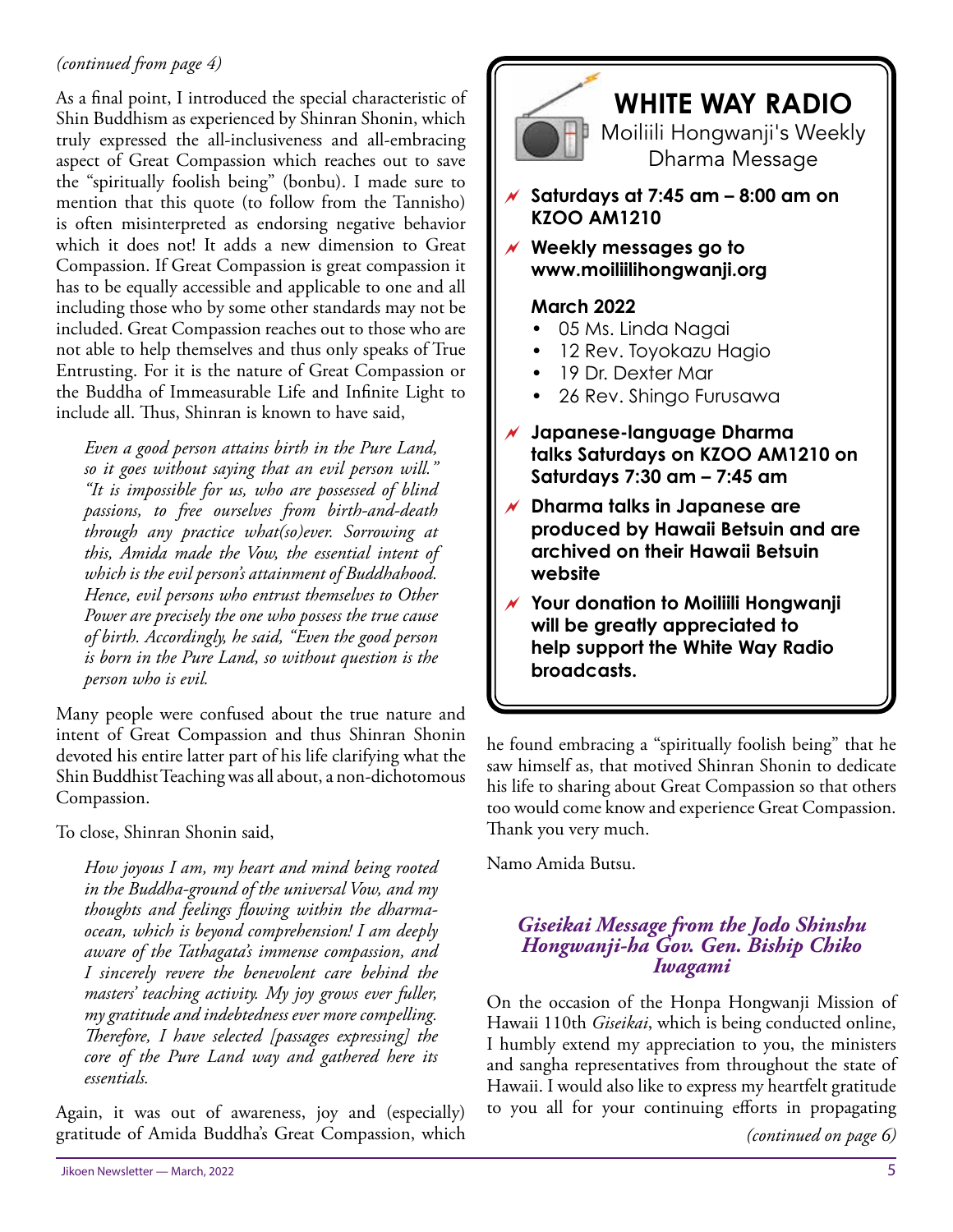*(continued from page 4)*

As a final point, I introduced the special characteristic of Shin Buddhism as experienced by Shinran Shonin, which truly expressed the all-inclusiveness and all-embracing aspect of Great Compassion which reaches out to save the "spiritually foolish being" (bonbu). I made sure to mention that this quote (to follow from the Tannisho) is often misinterpreted as endorsing negative behavior which it does not! It adds a new dimension to Great Compassion. If Great Compassion is great compassion it has to be equally accessible and applicable to one and all including those who by some other standards may not be included. Great Compassion reaches out to those who are not able to help themselves and thus only speaks of True Entrusting. For it is the nature of Great Compassion or the Buddha of Immeasurable Life and Infinite Light to include all. Thus, Shinran is known to have said,

> *Even a good person attains birth in the Pure Land, so it goes without saying that an evil person will." "It is impossible for us, who are possessed of blind passions, to free ourselves from birth-and-death through any practice what(so)ever. Sorrowing at this, Amida made the Vow, the essential intent of which is the evil person's attainment of Buddhahood. Hence, evil persons who entrust themselves to Other Power are precisely the one who possess the true cause of birth. Accordingly, he said, "Even the good person is born in the Pure Land, so without question is the person who is evil.*

Many people were confused about the true nature and intent of Great Compassion and thus Shinran Shonin devoted his entire latter part of his life clarifying what the Shin Buddhist Teaching was all about, a non-dichotomous Compassion.

To close, Shinran Shonin said,

> *How joyous I am, my heart and mind being rooted in the Buddha-ground of the universal Vow, and my thoughts and feelings flowing within the dharma-ocean, which is beyond comprehension! I am deeply aware of the Tathagata's immense compassion, and I sincerely revere the benevolent care behind the masters' teaching activity. My joy grows ever fuller, my gratitude and indebtedness ever more compelling. Therefore, I have selected [passages expressing] the core of the Pure Land way and gathered here its essentials.*

Again, it was out of awareness, joy and (especially) gratitude of Amida Buddha's Great Compassion, which he found embracing a "spiritually foolish being" that he saw himself as, that motived Shinran Shonin to dedicate his life to sharing about Great Compassion so that others too would come know and experience Great Compassion. Thank you very much.

Namo Amida Butsu.

## WHITE WAY RADIO

Moiliili Hongwanji's Weekly Dharma Message

- **Saturdays at 7:45 am – 8:00 am on KZOO AM1210**
- **Weekly messages go to www.moiliilihongwanji.org**

  **March 2022**
  - 05 Ms. Linda Nagai
  - 12 Rev. Toyokazu Hagio
  - 19 Dr. Dexter Mar
  - 26 Rev. Shingo Furusawa
- **Japanese-language Dharma talks Saturdays on KZOO AM1210 on Saturdays 7:30 am – 7:45 am**
- **Dharma talks in Japanese are produced by Hawaii Betsuin and are archived on their Hawaii Betsuin website**
- **Your donation to Moiliili Hongwanji will be greatly appreciated to help support the White Way Radio broadcasts.**

## *Giseikai Message from the Jodo Shinshu Hongwanji-ha Gov. Gen. Biship Chiko Iwagami*

On the occasion of the Honpa Hongwanji Mission of Hawaii 110th *Giseikai*, which is being conducted online, I humbly extend my appreciation to you, the ministers and sangha representatives from throughout the state of Hawaii. I would also like to express my heartfelt gratitude to you all for your continuing efforts in propagating

*(continued on page 6)*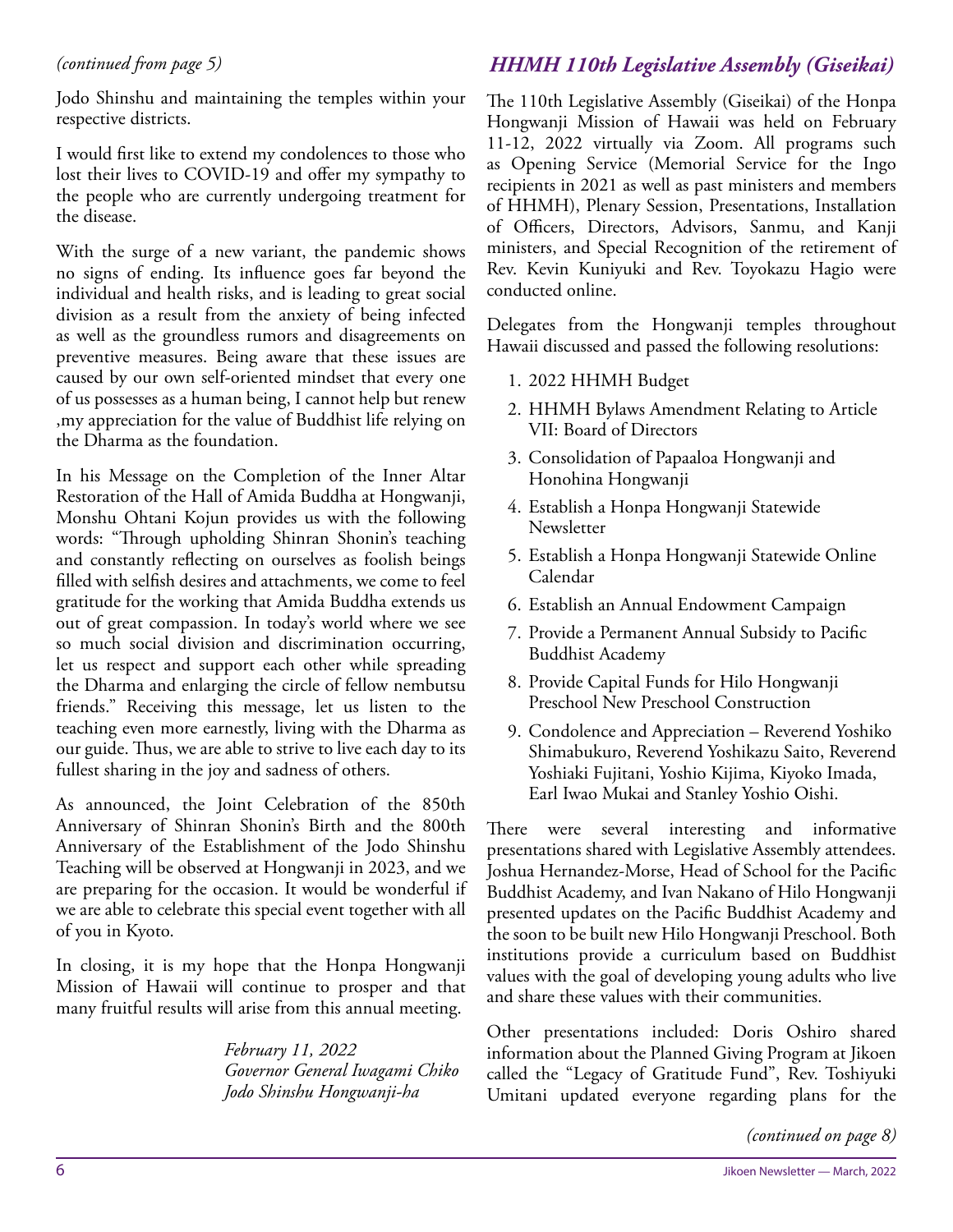*(continued from page 5)*

Jodo Shinshu and maintaining the temples within your respective districts.

I would first like to extend my condolences to those who lost their lives to COVID-19 and offer my sympathy to the people who are currently undergoing treatment for the disease.

With the surge of a new variant, the pandemic shows no signs of ending. Its influence goes far beyond the individual and health risks, and is leading to great social division as a result from the anxiety of being infected as well as the groundless rumors and disagreements on preventive measures. Being aware that these issues are caused by our own self-oriented mindset that every one of us possesses as a human being, I cannot help but renew ,my appreciation for the value of Buddhist life relying on the Dharma as the foundation.

In his Message on the Completion of the Inner Altar Restoration of the Hall of Amida Buddha at Hongwanji, Monshu Ohtani Kojun provides us with the following words: "Through upholding Shinran Shonin's teaching and constantly reflecting on ourselves as foolish beings filled with selfish desires and attachments, we come to feel gratitude for the working that Amida Buddha extends us out of great compassion. In today's world where we see so much social division and discrimination occurring, let us respect and support each other while spreading the Dharma and enlarging the circle of fellow nembutsu friends." Receiving this message, let us listen to the teaching even more earnestly, living with the Dharma as our guide. Thus, we are able to strive to live each day to its fullest sharing in the joy and sadness of others.

As announced, the Joint Celebration of the 850th Anniversary of Shinran Shonin's Birth and the 800th Anniversary of the Establishment of the Jodo Shinshu Teaching will be observed at Hongwanji in 2023, and we are preparing for the occasion. It would be wonderful if we are able to celebrate this special event together with all of you in Kyoto.

In closing, it is my hope that the Honpa Hongwanji Mission of Hawaii will continue to prosper and that many fruitful results will arise from this annual meeting.

*February 11, 2022*
*Governor General Iwagami Chiko*
*Jodo Shinshu Hongwanji-ha*

## HHMH 110th Legislative Assembly (Giseikai)

The 110th Legislative Assembly (Giseikai) of the Honpa Hongwanji Mission of Hawaii was held on February 11-12, 2022 virtually via Zoom. All programs such as Opening Service (Memorial Service for the Ingo recipients in 2021 as well as past ministers and members of HHMH), Plenary Session, Presentations, Installation of Officers, Directors, Advisors, Sanmu, and Kanji ministers, and Special Recognition of the retirement of Rev. Kevin Kuniyuki and Rev. Toyokazu Hagio were conducted online.

Delegates from the Hongwanji temples throughout Hawaii discussed and passed the following resolutions:

1. 2022 HHMH Budget
2. HHMH Bylaws Amendment Relating to Article VII: Board of Directors
3. Consolidation of Papaaloa Hongwanji and Honohina Hongwanji
4. Establish a Honpa Hongwanji Statewide Newsletter
5. Establish a Honpa Hongwanji Statewide Online Calendar
6. Establish an Annual Endowment Campaign
7. Provide a Permanent Annual Subsidy to Pacific Buddhist Academy
8. Provide Capital Funds for Hilo Hongwanji Preschool New Preschool Construction
9. Condolence and Appreciation – Reverend Yoshiko Shimabukuro, Reverend Yoshikazu Saito, Reverend Yoshiaki Fujitani, Yoshio Kijima, Kiyoko Imada, Earl Iwao Mukai and Stanley Yoshio Oishi.

There were several interesting and informative presentations shared with Legislative Assembly attendees. Joshua Hernandez-Morse, Head of School for the Pacific Buddhist Academy, and Ivan Nakano of Hilo Hongwanji presented updates on the Pacific Buddhist Academy and the soon to be built new Hilo Hongwanji Preschool. Both institutions provide a curriculum based on Buddhist values with the goal of developing young adults who live and share these values with their communities.

Other presentations included: Doris Oshiro shared information about the Planned Giving Program at Jikoen called the "Legacy of Gratitude Fund", Rev. Toshiyuki Umitani updated everyone regarding plans for the

*(continued on page 8)*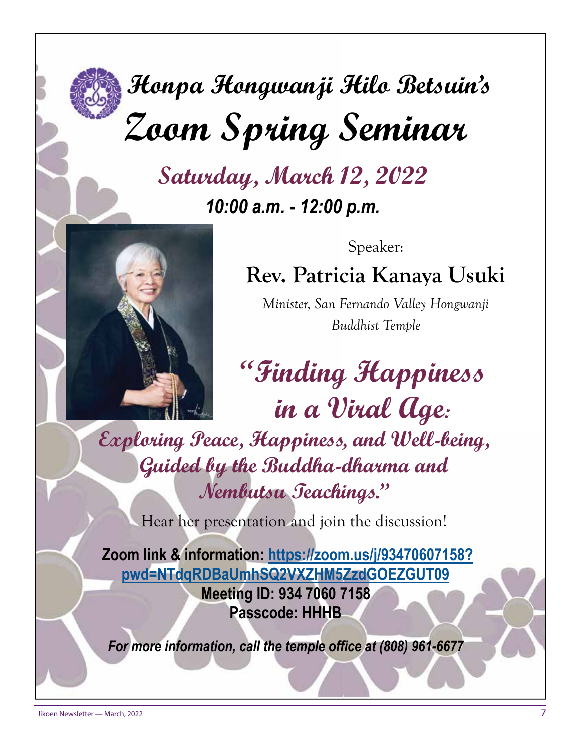# Honpa Hongwanji Hilo Betsuin's

# Zoom Spring Seminar

## Saturday, March 12, 2022

***10:00 a.m. - 12:00 p.m.***

Speaker:

## Rev. Patricia Kanaya Usuki

*Minister, San Fernando Valley Hongwanji Buddhist Temple*

## "Finding Happiness in a Viral Age:

### Exploring Peace, Happiness, and Well-being, Guided by the Buddha-dharma and Nembutsu Teachings."

Hear her presentation and join the discussion!

**Zoom link & information: https://zoom.us/j/93470607158?pwd=NTdqRDBaUmhSQ2VXZHM5ZzdGOEZGUT09**

**Meeting ID: 934 7060 7158**

**Passcode: HHHB**

***For more information, call the temple office at (808) 961-6677***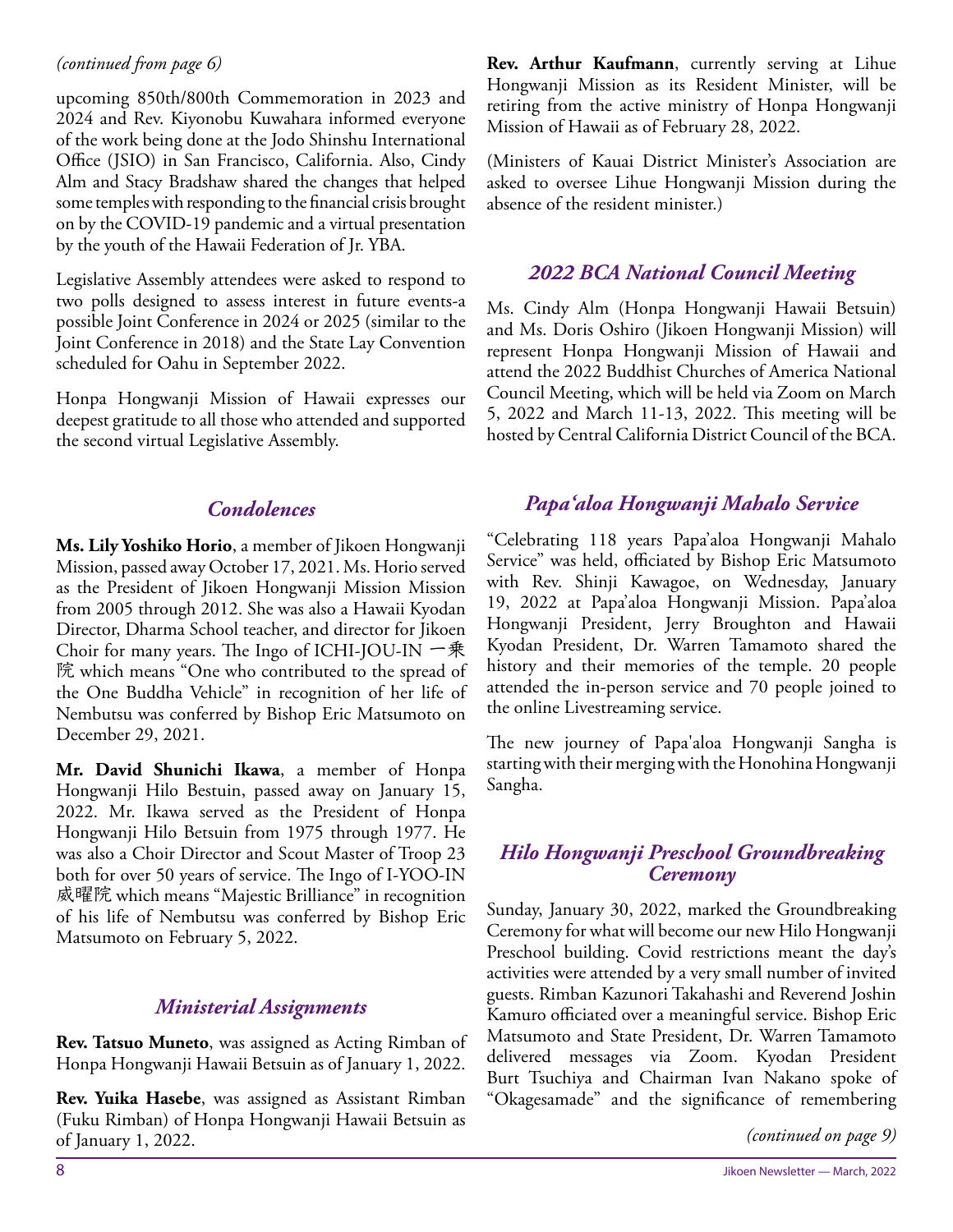*(continued from page 6)*

upcoming 850th/800th Commemoration in 2023 and 2024 and Rev. Kiyonobu Kuwahara informed everyone of the work being done at the Jodo Shinshu International Office (JSIO) in San Francisco, California. Also, Cindy Alm and Stacy Bradshaw shared the changes that helped some temples with responding to the financial crisis brought on by the COVID-19 pandemic and a virtual presentation by the youth of the Hawaii Federation of Jr. YBA.

Legislative Assembly attendees were asked to respond to two polls designed to assess interest in future events-a possible Joint Conference in 2024 or 2025 (similar to the Joint Conference in 2018) and the State Lay Convention scheduled for Oahu in September 2022.

Honpa Hongwanji Mission of Hawaii expresses our deepest gratitude to all those who attended and supported the second virtual Legislative Assembly.

## *Condolences*

**Ms. Lily Yoshiko Horio**, a member of Jikoen Hongwanji Mission, passed away October 17, 2021. Ms. Horio served as the President of Jikoen Hongwanji Mission Mission from 2005 through 2012. She was also a Hawaii Kyodan Director, Dharma School teacher, and director for Jikoen Choir for many years. The Ingo of ICHI-JOU-IN 一乗院 which means "One who contributed to the spread of the One Buddha Vehicle" in recognition of her life of Nembutsu was conferred by Bishop Eric Matsumoto on December 29, 2021.

**Mr. David Shunichi Ikawa**, a member of Honpa Hongwanji Hilo Bestuin, passed away on January 15, 2022. Mr. Ikawa served as the President of Honpa Hongwanji Hilo Betsuin from 1975 through 1977. He was also a Choir Director and Scout Master of Troop 23 both for over 50 years of service. The Ingo of I-YOO-IN 威曜院 which means "Majestic Brilliance" in recognition of his life of Nembutsu was conferred by Bishop Eric Matsumoto on February 5, 2022.

## *Ministerial Assignments*

**Rev. Tatsuo Muneto**, was assigned as Acting Rimban of Honpa Hongwanji Hawaii Betsuin as of January 1, 2022.

**Rev. Yuika Hasebe**, was assigned as Assistant Rimban (Fuku Rimban) of Honpa Hongwanji Hawaii Betsuin as of January 1, 2022.

**Rev. Arthur Kaufmann**, currently serving at Lihue Hongwanji Mission as its Resident Minister, will be retiring from the active ministry of Honpa Hongwanji Mission of Hawaii as of February 28, 2022.

(Ministers of Kauai District Minister's Association are asked to oversee Lihue Hongwanji Mission during the absence of the resident minister.)

## *2022 BCA National Council Meeting*

Ms. Cindy Alm (Honpa Hongwanji Hawaii Betsuin) and Ms. Doris Oshiro (Jikoen Hongwanji Mission) will represent Honpa Hongwanji Mission of Hawaii and attend the 2022 Buddhist Churches of America National Council Meeting, which will be held via Zoom on March 5, 2022 and March 11-13, 2022. This meeting will be hosted by Central California District Council of the BCA.

## *Papa'aloa Hongwanji Mahalo Service*

"Celebrating 118 years Papa'aloa Hongwanji Mahalo Service" was held, officiated by Bishop Eric Matsumoto with Rev. Shinji Kawagoe, on Wednesday, January 19, 2022 at Papa'aloa Hongwanji Mission. Papa'aloa Hongwanji President, Jerry Broughton and Hawaii Kyodan President, Dr. Warren Tamamoto shared the history and their memories of the temple. 20 people attended the in-person service and 70 people joined to the online Livestreaming service.

The new journey of Papa'aloa Hongwanji Sangha is starting with their merging with the Honohina Hongwanji Sangha.

## *Hilo Hongwanji Preschool Groundbreaking Ceremony*

Sunday, January 30, 2022, marked the Groundbreaking Ceremony for what will become our new Hilo Hongwanji Preschool building. Covid restrictions meant the day's activities were attended by a very small number of invited guests. Rimban Kazunori Takahashi and Reverend Joshin Kamuro officiated over a meaningful service. Bishop Eric Matsumoto and State President, Dr. Warren Tamamoto delivered messages via Zoom. Kyodan President Burt Tsuchiya and Chairman Ivan Nakano spoke of "Okagesamade" and the significance of remembering

*(continued on page 9)*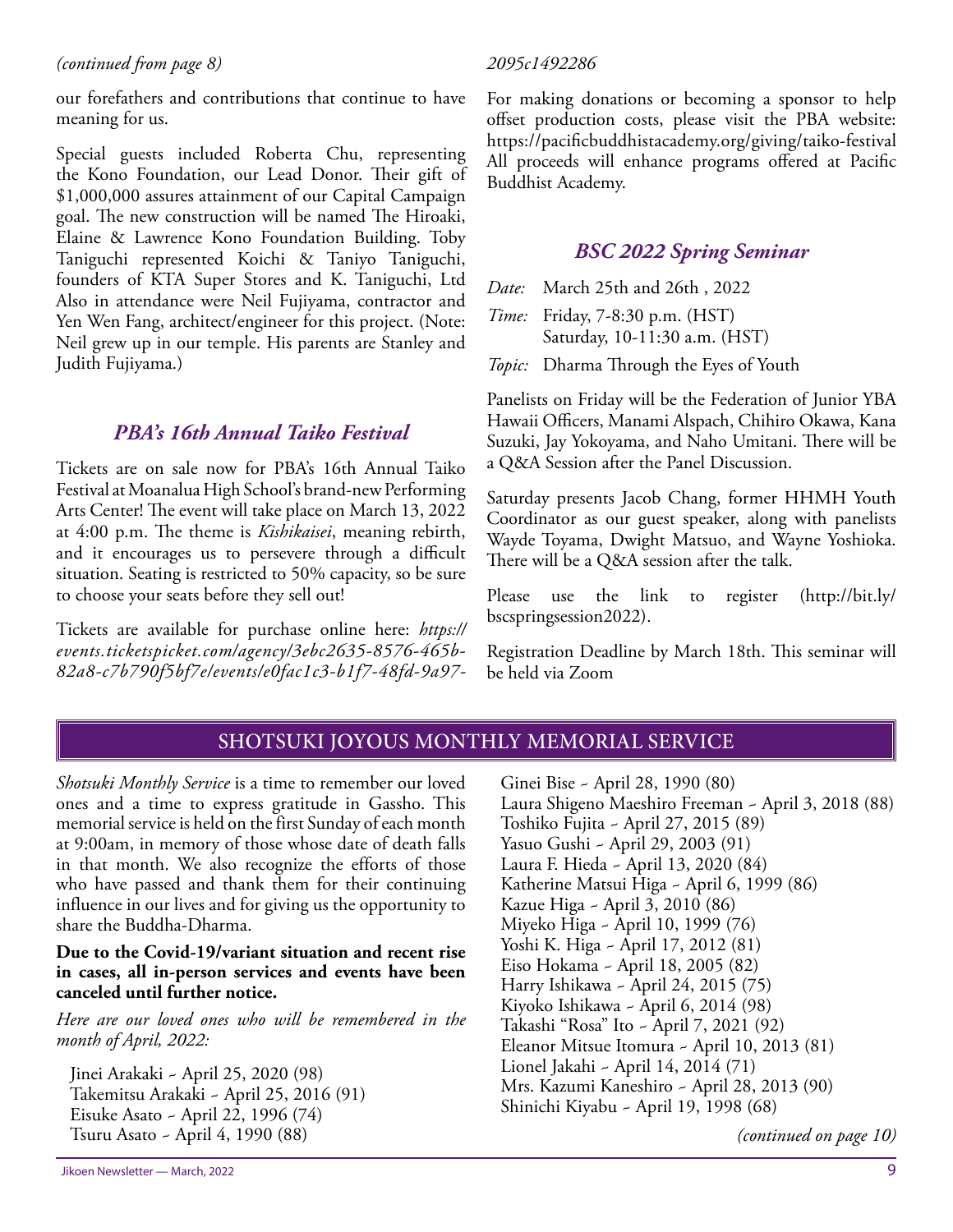*(continued from page 8)*

our forefathers and contributions that continue to have meaning for us.

Special guests included Roberta Chu, representing the Kono Foundation, our Lead Donor. Their gift of $1,000,000 assures attainment of our Capital Campaign goal. The new construction will be named The Hiroaki, Elaine & Lawrence Kono Foundation Building. Toby Taniguchi represented Koichi & Taniyo Taniguchi, founders of KTA Super Stores and K. Taniguchi, Ltd Also in attendance were Neil Fujiyama, contractor and Yen Wen Fang, architect/engineer for this project. (Note: Neil grew up in our temple. His parents are Stanley and Judith Fujiyama.)

## *PBA's 16th Annual Taiko Festival*

Tickets are on sale now for PBA's 16th Annual Taiko Festival at Moanalua High School's brand-new Performing Arts Center! The event will take place on March 13, 2022 at 4:00 p.m. The theme is *Kishikaisei*, meaning rebirth, and it encourages us to persevere through a difficult situation. Seating is restricted to 50% capacity, so be sure to choose your seats before they sell out!

Tickets are available for purchase online here: *https://events.ticketspicket.com/agency/3ebc2635-8576-465b-82a8-c7b790f5bf7e/events/e0fac1c3-b1f7-48fd-9a97-2095c1492286*

For making donations or becoming a sponsor to help offset production costs, please visit the PBA website: https://pacificbuddhistacademy.org/giving/taiko-festival All proceeds will enhance programs offered at Pacific Buddhist Academy.

## *BSC 2022 Spring Seminar*

*Date:* March 25th and 26th , 2022

*Time:* Friday, 7-8:30 p.m. (HST)
Saturday, 10-11:30 a.m. (HST)

*Topic:* Dharma Through the Eyes of Youth

Panelists on Friday will be the Federation of Junior YBA Hawaii Officers, Manami Alspach, Chihiro Okawa, Kana Suzuki, Jay Yokoyama, and Naho Umitani. There will be a Q&A Session after the Panel Discussion.

Saturday presents Jacob Chang, former HHMH Youth Coordinator as our guest speaker, along with panelists Wayde Toyama, Dwight Matsuo, and Wayne Yoshioka. There will be a Q&A session after the talk.

Please use the link to register (http://bit.ly/bscspringsession2022).

Registration Deadline by March 18th. This seminar will be held via Zoom

## SHOTSUKI JOYOUS MONTHLY MEMORIAL SERVICE

*Shotsuki Monthly Service* is a time to remember our loved ones and a time to express gratitude in Gassho. This memorial service is held on the first Sunday of each month at 9:00am, in memory of those whose date of death falls in that month. We also recognize the efforts of those who have passed and thank them for their continuing influence in our lives and for giving us the opportunity to share the Buddha-Dharma.

**Due to the Covid-19/variant situation and recent rise in cases, all in-person services and events have been canceled until further notice.**

*Here are our loved ones who will be remembered in the month of April, 2022:*

Jinei Arakaki ~ April 25, 2020 (98)
Takemitsu Arakaki ~ April 25, 2016 (91)
Eisuke Asato ~ April 22, 1996 (74)
Tsuru Asato ~ April 4, 1990 (88)
Ginei Bise ~ April 28, 1990 (80)
Laura Shigeno Maeshiro Freeman ~ April 3, 2018 (88)
Toshiko Fujita ~ April 27, 2015 (89)
Yasuo Gushi ~ April 29, 2003 (91)
Laura F. Hieda ~ April 13, 2020 (84)
Katherine Matsui Higa ~ April 6, 1999 (86)
Kazue Higa ~ April 3, 2010 (86)
Miyeko Higa ~ April 10, 1999 (76)
Yoshi K. Higa ~ April 17, 2012 (81)
Eiso Hokama ~ April 18, 2005 (82)
Harry Ishikawa ~ April 24, 2015 (75)
Kiyoko Ishikawa ~ April 6, 2014 (98)
Takashi "Rosa" Ito ~ April 7, 2021 (92)
Eleanor Mitsue Itomura ~ April 10, 2013 (81)
Lionel Jakahi ~ April 14, 2014 (71)
Mrs. Kazumi Kaneshiro ~ April 28, 2013 (90)
Shinichi Kiyabu ~ April 19, 1998 (68)

*(continued on page 10)*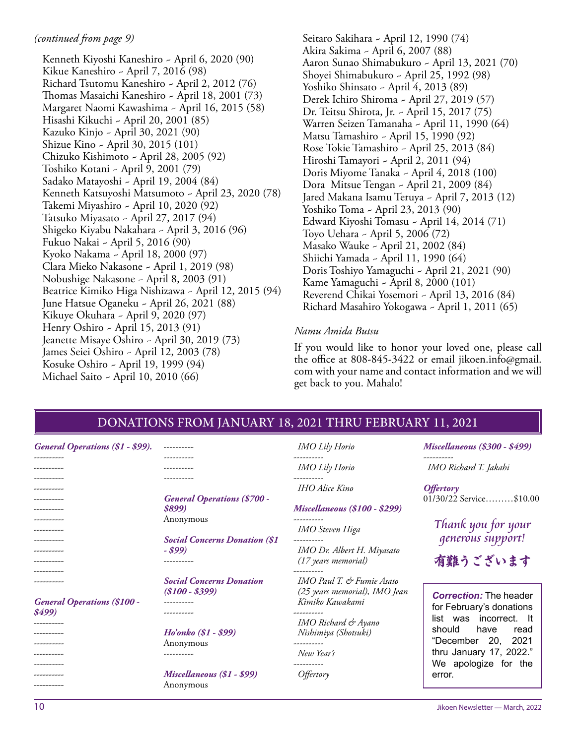*(continued from page 9)*

Kenneth Kiyoshi Kaneshiro ~ April 6, 2020 (90)
Kikue Kaneshiro ~ April 7, 2016 (98)
Richard Tsutomu Kaneshiro ~ April 2, 2012 (76)
Thomas Masaichi Kaneshiro ~ April 18, 2001 (73)
Margaret Naomi Kawashima ~ April 16, 2015 (58)
Hisashi Kikuchi ~ April 20, 2001 (85)
Kazuko Kinjo ~ April 30, 2021 (90)
Shizue Kino ~ April 30, 2015 (101)
Chizuko Kishimoto ~ April 28, 2005 (92)
Toshiko Kotani ~ April 9, 2001 (79)
Sadako Matayoshi ~ April 19, 2004 (84)
Kenneth Katsuyoshi Matsumoto ~ April 23, 2020 (78)
Takemi Miyashiro ~ April 10, 2020 (92)
Tatsuko Miyasato ~ April 27, 2017 (94)
Shigeko Kiyabu Nakahara ~ April 3, 2016 (96)
Fukuo Nakai ~ April 5, 2016 (90)
Kyoko Nakama ~ April 18, 2000 (97)
Clara Mieko Nakasone ~ April 1, 2019 (98)
Nobushige Nakasone ~ April 8, 2003 (91)
Beatrice Kimiko Higa Nishizawa ~ April 12, 2015 (94)
June Hatsue Oganeku ~ April 26, 2021 (88)
Kikuye Okuhara ~ April 9, 2020 (97)
Henry Oshiro ~ April 15, 2013 (91)
Jeanette Misaye Oshiro ~ April 30, 2019 (73)
James Seiei Oshiro ~ April 12, 2003 (78)
Kosuke Oshiro ~ April 19, 1999 (94)
Michael Saito ~ April 10, 2010 (66)
Seitaro Sakihara ~ April 12, 1990 (74)
Akira Sakima ~ April 6, 2007 (88)
Aaron Sunao Shimabukuro ~ April 13, 2021 (70)
Shoyei Shimabukuro ~ April 25, 1992 (98)
Yoshiko Shinsato ~ April 4, 2013 (89)
Derek Ichiro Shiroma ~ April 27, 2019 (57)
Dr. Teitsu Shirota, Jr. ~ April 15, 2017 (75)
Warren Seizen Tamanaha ~ April 11, 1990 (64)
Matsu Tamashiro ~ April 15, 1990 (92)
Rose Tokie Tamashiro ~ April 25, 2013 (84)
Hiroshi Tamayori ~ April 2, 2011 (94)
Doris Miyome Tanaka ~ April 4, 2018 (100)
Dora Mitsue Tengan ~ April 21, 2009 (84)
Jared Makana Isamu Teruya ~ April 7, 2013 (12)
Yoshiko Toma ~ April 23, 2013 (90)
Edward Kiyoshi Tomasu ~ April 14, 2014 (71)
Toyo Uehara ~ April 5, 2006 (72)
Masako Wauke ~ April 21, 2002 (84)
Shiichi Yamada ~ April 11, 1990 (64)
Doris Toshiyo Yamaguchi ~ April 21, 2021 (90)
Kame Yamaguchi ~ April 8, 2000 (101)
Reverend Chikai Yosemori ~ April 13, 2016 (84)
Richard Masahiro Yokogawa ~ April 1, 2011 (65)

*Namu Amida Butsu*

If you would like to honor your loved one, please call the office at 808-845-3422 or email jikoen.info@gmail.com with your name and contact information and we will get back to you. Mahalo!

## DONATIONS FROM JANUARY 18, 2021 THRU FEBRUARY 11, 2021

***General Operations ($1 - $99).***
----------
----------
----------
----------
----------
----------
----------
----------
----------
----------
----------
----------
----------

***General Operations ($100 - $499)***
----------
----------
----------
----------
----------
----------
----------
----------
----------
----------
----------

***General Operations ($700 - $899)***
Anonymous

***Social Concerns Donation ($1 - $99)***
----------

***Social Concerns Donation ($100 - $399)***
----------
----------

***Ho'onko ($1 - $99)***
Anonymous
----------

***Miscellaneous ($1 - $99)***
Anonymous

*IMO Lily Horio*
----------
*IMO Lily Horio*
----------
*IHO Alice Kino*

***Miscellaneous ($100 - $299)***
----------
*IMO Steven Higa*
----------
*IMO Dr. Albert H. Miyasato (17 years memorial)*
----------
*IMO Paul T. & Fumie Asato (25 years memorial), IMO Jean Kimiko Kawakami*
----------
*IMO Richard & Ayano Nishimiya (Shotsuki)*
----------
*New Year's*
----------
*Offertory*

***Miscellaneous ($300 - $499)***
----------
*IMO Richard T. Jakahi*

***Offertory***
01/30/22 Service.........$10.00

*Thank you for your generous support!*

有難うございます

***Correction:*** The header for February's donations list was incorrect. It should have read "December 20, 2021 thru January 17, 2022." We apologize for the error.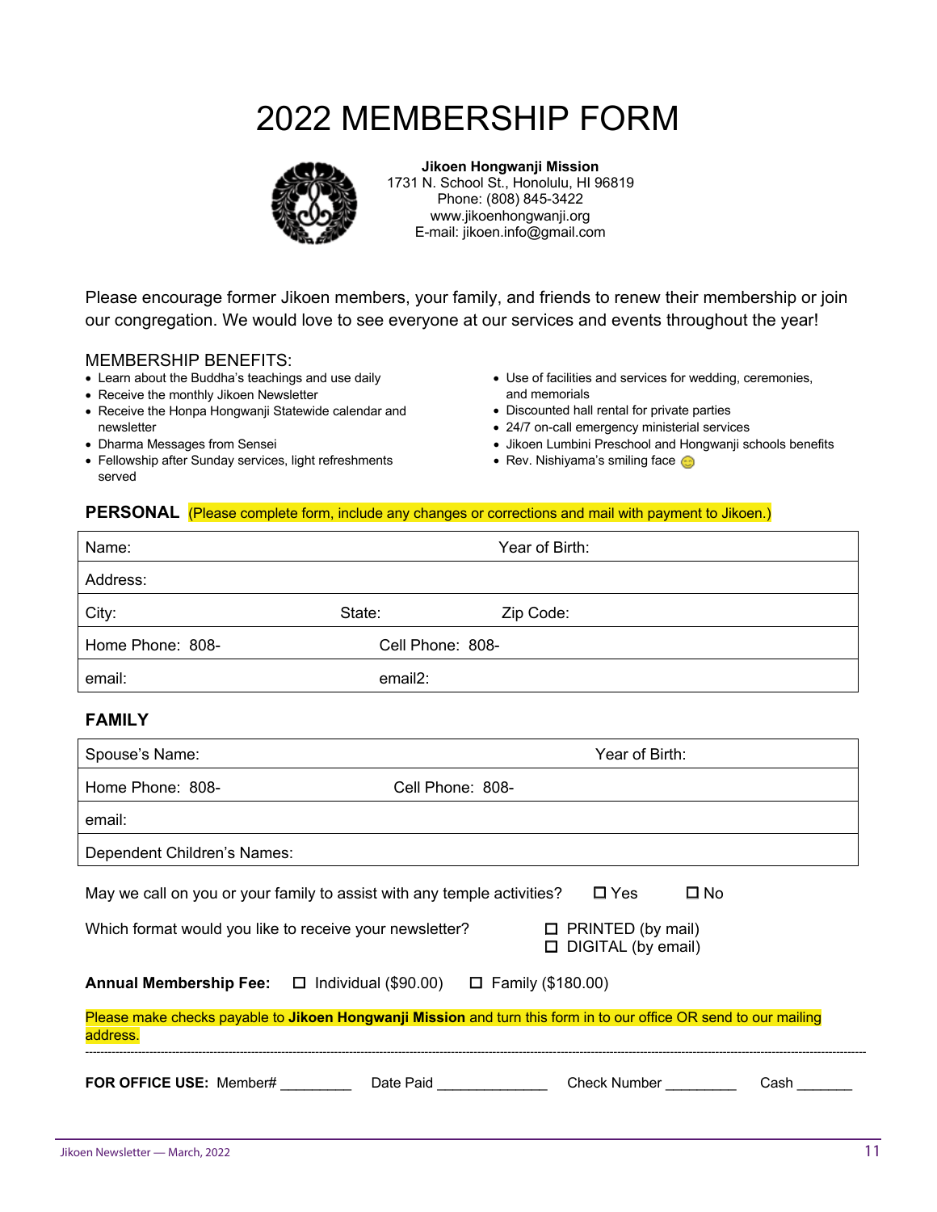# 2022 MEMBERSHIP FORM

**Jikoen Hongwanji Mission**
1731 N. School St., Honolulu, HI 96819
Phone: (808) 845-3422
www.jikoenhongwanji.org
E-mail: jikoen.info@gmail.com

Please encourage former Jikoen members, your family, and friends to renew their membership or join our congregation. We would love to see everyone at our services and events throughout the year!

MEMBERSHIP BENEFITS:

- Learn about the Buddha's teachings and use daily
- Receive the monthly Jikoen Newsletter
- Receive the Honpa Hongwanji Statewide calendar and newsletter
- Dharma Messages from Sensei
- Fellowship after Sunday services, light refreshments served
- Use of facilities and services for wedding, ceremonies, and memorials
- Discounted hall rental for private parties
- 24/7 on-call emergency ministerial services
- Jikoen Lumbini Preschool and Hongwanji schools benefits
- Rev. Nishiyama's smiling face ☺

**PERSONAL** (Please complete form, include any changes or corrections and mail with payment to Jikoen.)

| | | |
|---|---|---|
| Name: | | Year of Birth: |
| Address: | | |
| City: | State: | Zip Code: |
| Home Phone: 808- | Cell Phone: 808- | |
| email: | email2: | |

**FAMILY**

| | | |
|---|---|---|
| Spouse's Name: | | Year of Birth: |
| Home Phone: 808- | Cell Phone: 808- | |
| email: | | |
| Dependent Children's Names: | | |

May we call on you or your family to assist with any temple activities? ☐ Yes ☐ No

Which format would you like to receive your newsletter?
☐ PRINTED (by mail)
☐ DIGITAL (by email)

**Annual Membership Fee:** ☐ Individual ($90.00) ☐ Family ($180.00)

Please make checks payable to **Jikoen Hongwanji Mission** and turn this form in to our office OR send to our mailing address.

---

**FOR OFFICE USE:** Member# _________ Date Paid ______________ Check Number _________ Cash _______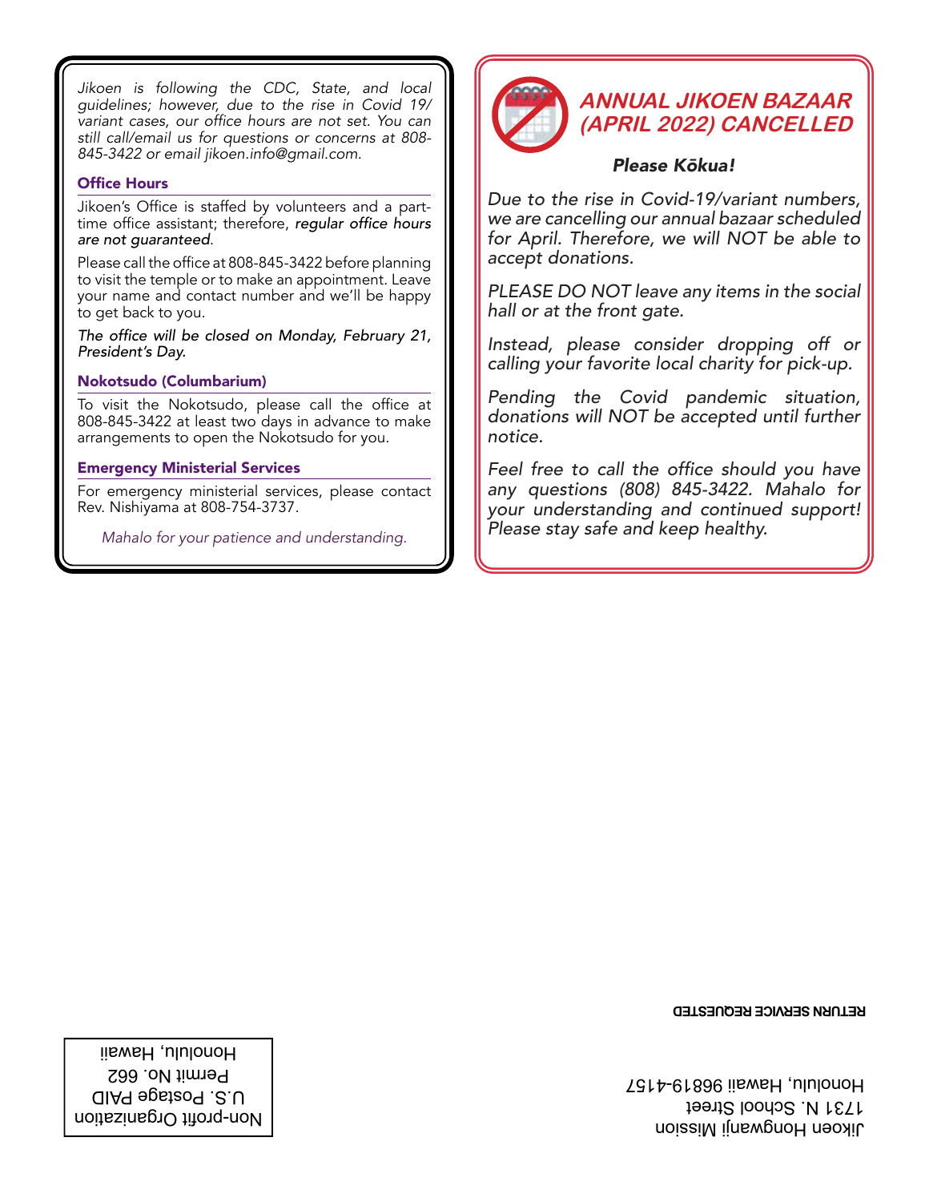*Jikoen is following the CDC, State, and local guidelines; however, due to the rise in Covid 19/ variant cases, our office hours are not set. You can still call/email us for questions or concerns at 808-845-3422 or email jikoen.info@gmail.com.*

### Office Hours

Jikoen's Office is staffed by volunteers and a part-time office assistant; therefore, *regular office hours are not guaranteed*.

Please call the office at 808-845-3422 before planning to visit the temple or to make an appointment. Leave your name and contact number and we'll be happy to get back to you.

*The office will be closed on Monday, February 21, President's Day.*

### Nokotsudo (Columbarium)

To visit the Nokotsudo, please call the office at 808-845-3422 at least two days in advance to make arrangements to open the Nokotsudo for you.

### Emergency Ministerial Services

For emergency ministerial services, please contact Rev. Nishiyama at 808-754-3737.

*Mahalo for your patience and understanding.*

## *ANNUAL JIKOEN BAZAAR (APRIL 2022) CANCELLED*

***Please Kōkua!***

*Due to the rise in Covid-19/variant numbers, we are cancelling our annual bazaar scheduled for April. Therefore, we will NOT be able to accept donations.*

*PLEASE DO NOT leave any items in the social hall or at the front gate.*

*Instead, please consider dropping off or calling your favorite local charity for pick-up.*

*Pending the Covid pandemic situation, donations will NOT be accepted until further notice.*

*Feel free to call the office should you have any questions (808) 845-3422. Mahalo for your understanding and continued support! Please stay safe and keep healthy.*

**RETURN SERVICE REQUESTED**

Jikoen Hongwanji Mission
1731 N. School Street
Honolulu, Hawaii 96819-4157

Non-profit Organization
U.S. Postage PAID
Permit No. 662
Honolulu, Hawaii